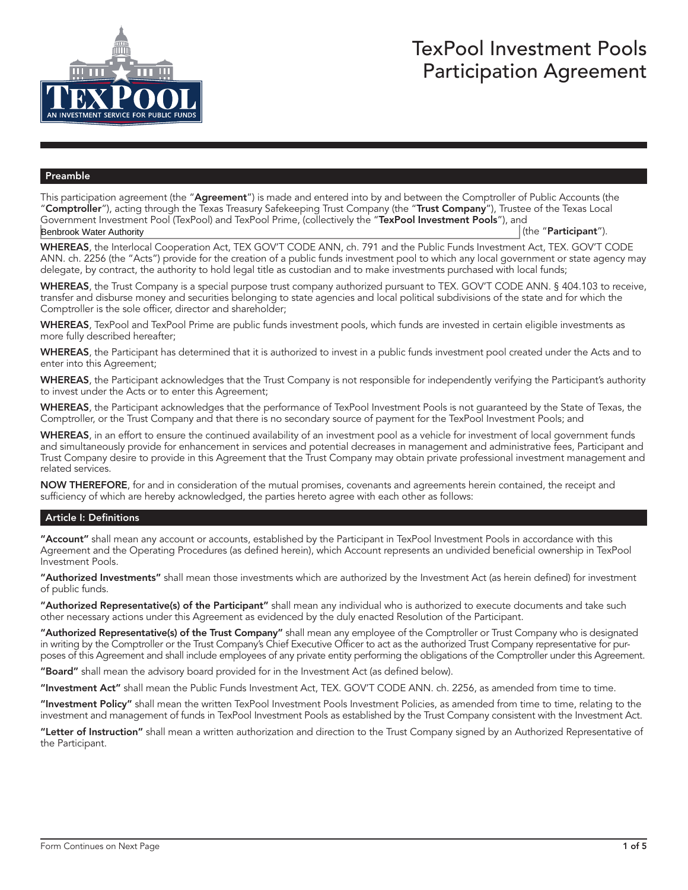# TexPool Investment Pools Participation Agreement

## Preamble

This participation agreement (the "**Agreement**") is made and entered into by and between the Comptroller of Public Accounts (the "**Comptroller**"), acting through the Texas Treasury Safekeeping Trust Company (the "**Trust Company**"), Trustee of the Texas Local Government Investment Pool (TexPool) and TexPool Prime, (collectively the "**TexPool Investment Pools**"), and Benbrook Water Authority (the "**Participant**").

**WHEREAS**, the Interlocal Cooperation Act, TEX GOV'T CODE ANN, ch. 791 and the Public Funds Investment Act, TEX. GOV'T CODE ANN. ch. 2256 (the "Acts") provide for the creation of a public funds investment pool to which any local government or state agency may delegate, by contract, the authority to hold legal title as custodian and to make investments purchased with local funds;

**WHEREAS**, the Trust Company is a special purpose trust company authorized pursuant to TEX. GOV'T CODE ANN. § 404.103 to receive, transfer and disburse money and securities belonging to state agencies and local political subdivisions of the state and for which the Comptroller is the sole officer, director and shareholder;

**WHEREAS**, TexPool and TexPool Prime are public funds investment pools, which funds are invested in certain eligible investments as more fully described hereafter;

**WHEREAS**, the Participant has determined that it is authorized to invest in a public funds investment pool created under the Acts and to enter into this Agreement;

**WHEREAS**, the Participant acknowledges that the Trust Company is not responsible for independently verifying the Participant's authority to invest under the Acts or to enter this Agreement;

**WHEREAS**, the Participant acknowledges that the performance of TexPool Investment Pools is not guaranteed by the State of Texas, the Comptroller, or the Trust Company and that there is no secondary source of payment for the TexPool Investment Pools; and

**WHEREAS**, in an effort to ensure the continued availability of an investment pool as a vehicle for investment of local government funds and simultaneously provide for enhancement in services and potential decreases in management and administrative fees, Participant and Trust Company desire to provide in this Agreement that the Trust Company may obtain private professional investment management and related services.

**NOW THEREFORE**, for and in consideration of the mutual promises, covenants and agreements herein contained, the receipt and sufficiency of which are hereby acknowledged, the parties hereto agree with each other as follows:

## Article I: Definitions

**"Account"** shall mean any account or accounts, established by the Participant in TexPool Investment Pools in accordance with this Agreement and the Operating Procedures (as defined herein), which Account represents an undivided beneficial ownership in TexPool Investment Pools.

**"Authorized Investments"** shall mean those investments which are authorized by the Investment Act (as herein defined) for investment of public funds.

**"Authorized Representative(s) of the Participant"** shall mean any individual who is authorized to execute documents and take such other necessary actions under this Agreement as evidenced by the duly enacted Resolution of the Participant.

**"Authorized Representative(s) of the Trust Company"** shall mean any employee of the Comptroller or Trust Company who is designated in writing by the Comptroller or the Trust Company's Chief Executive Officer to act as the authorized Trust Company representative for purposes of this Agreement and shall include employees of any private entity performing the obligations of the Comptroller under this Agreement.

**"Board"** shall mean the advisory board provided for in the Investment Act (as defined below).

**"Investment Act"** shall mean the Public Funds Investment Act, TEX. GOV'T CODE ANN. ch. 2256, as amended from time to time.

**"Investment Policy"** shall mean the written TexPool Investment Pools Investment Policies, as amended from time to time, relating to the investment and management of funds in TexPool Investment Pools as established by the Trust Company consistent with the Investment Act.

**"Letter of Instruction"** shall mean a written authorization and direction to the Trust Company signed by an Authorized Representative of the Participant.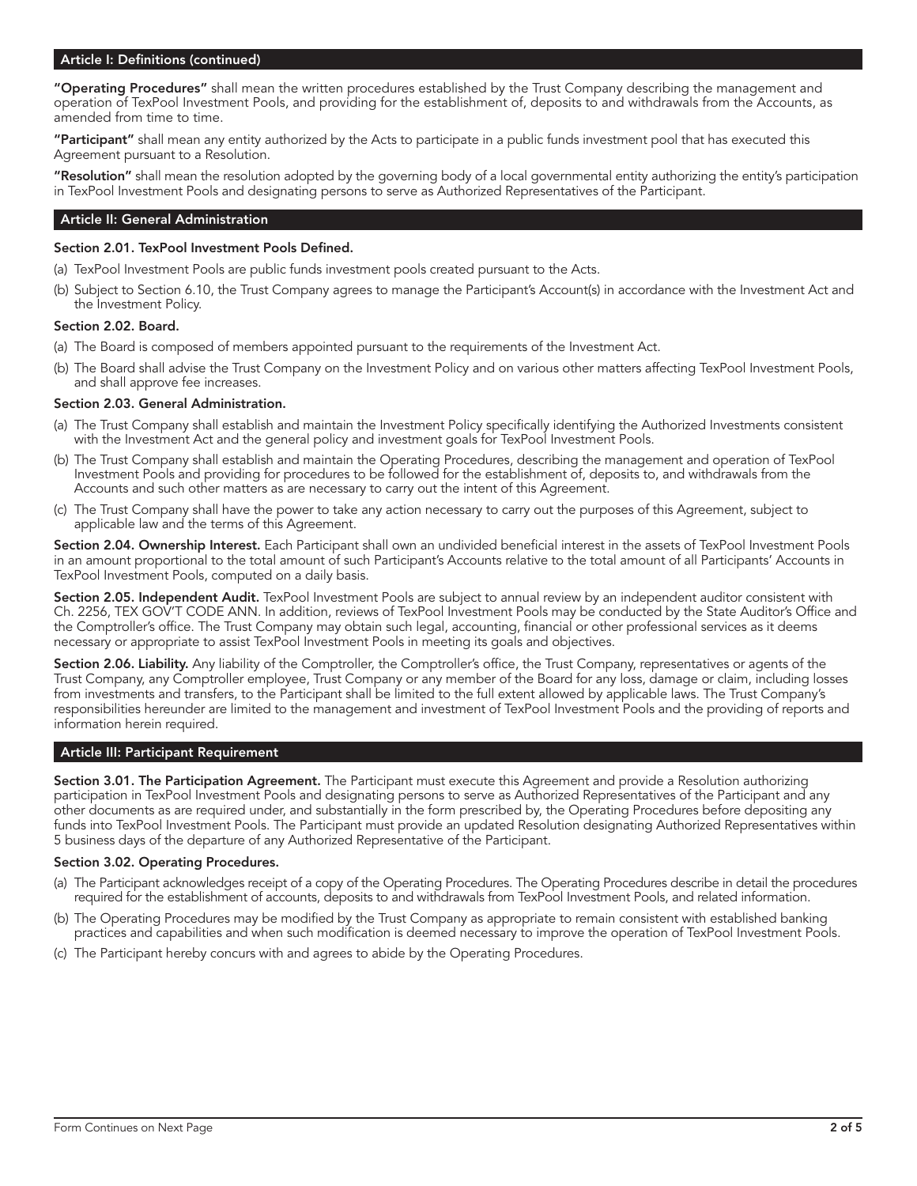## Article I: Definitions (continued)

**"Operating Procedures"** shall mean the written procedures established by the Trust Company describing the management and operation of TexPool Investment Pools, and providing for the establishment of, deposits to and withdrawals from the Accounts, as amended from time to time.

**"Participant"** shall mean any entity authorized by the Acts to participate in a public funds investment pool that has executed this Agreement pursuant to a Resolution.

**"Resolution"** shall mean the resolution adopted by the governing body of a local governmental entity authorizing the entity's participation in TexPool Investment Pools and designating persons to serve as Authorized Representatives of the Participant.

## Article II: General Administration

### Section 2.01. TexPool Investment Pools Defined.

(a) TexPool Investment Pools are public funds investment pools created pursuant to the Acts.

(b) Subject to Section 6.10, the Trust Company agrees to manage the Participant's Account(s) in accordance with the Investment Act and the Investment Policy.

### Section 2.02. Board.

(a) The Board is composed of members appointed pursuant to the requirements of the Investment Act.

(b) The Board shall advise the Trust Company on the Investment Policy and on various other matters affecting TexPool Investment Pools, and shall approve fee increases.

### Section 2.03. General Administration.

(a) The Trust Company shall establish and maintain the Investment Policy specifically identifying the Authorized Investments consistent with the Investment Act and the general policy and investment goals for TexPool Investment Pools.

(b) The Trust Company shall establish and maintain the Operating Procedures, describing the management and operation of TexPool Investment Pools and providing for procedures to be followed for the establishment of, deposits to, and withdrawals from the Accounts and such other matters as are necessary to carry out the intent of this Agreement.

(c) The Trust Company shall have the power to take any action necessary to carry out the purposes of this Agreement, subject to applicable law and the terms of this Agreement.

**Section 2.04. Ownership Interest.** Each Participant shall own an undivided beneficial interest in the assets of TexPool Investment Pools in an amount proportional to the total amount of such Participant's Accounts relative to the total amount of all Participants' Accounts in TexPool Investment Pools, computed on a daily basis.

**Section 2.05. Independent Audit.** TexPool Investment Pools are subject to annual review by an independent auditor consistent with Ch. 2256, TEX GOV'T CODE ANN. In addition, reviews of TexPool Investment Pools may be conducted by the State Auditor's Office and the Comptroller's office. The Trust Company may obtain such legal, accounting, financial or other professional services as it deems necessary or appropriate to assist TexPool Investment Pools in meeting its goals and objectives.

**Section 2.06. Liability.** Any liability of the Comptroller, the Comptroller's office, the Trust Company, representatives or agents of the Trust Company, any Comptroller employee, Trust Company or any member of the Board for any loss, damage or claim, including losses from investments and transfers, to the Participant shall be limited to the full extent allowed by applicable laws. The Trust Company's responsibilities hereunder are limited to the management and investment of TexPool Investment Pools and the providing of reports and information herein required.

## Article III: Participant Requirement

**Section 3.01. The Participation Agreement.** The Participant must execute this Agreement and provide a Resolution authorizing participation in TexPool Investment Pools and designating persons to serve as Authorized Representatives of the Participant and any other documents as are required under, and substantially in the form prescribed by, the Operating Procedures before depositing any funds into TexPool Investment Pools. The Participant must provide an updated Resolution designating Authorized Representatives within 5 business days of the departure of any Authorized Representative of the Participant.

### Section 3.02. Operating Procedures.

(a) The Participant acknowledges receipt of a copy of the Operating Procedures. The Operating Procedures describe in detail the procedures required for the establishment of accounts, deposits to and withdrawals from TexPool Investment Pools, and related information.

(b) The Operating Procedures may be modified by the Trust Company as appropriate to remain consistent with established banking practices and capabilities and when such modification is deemed necessary to improve the operation of TexPool Investment Pools.

(c) The Participant hereby concurs with and agrees to abide by the Operating Procedures.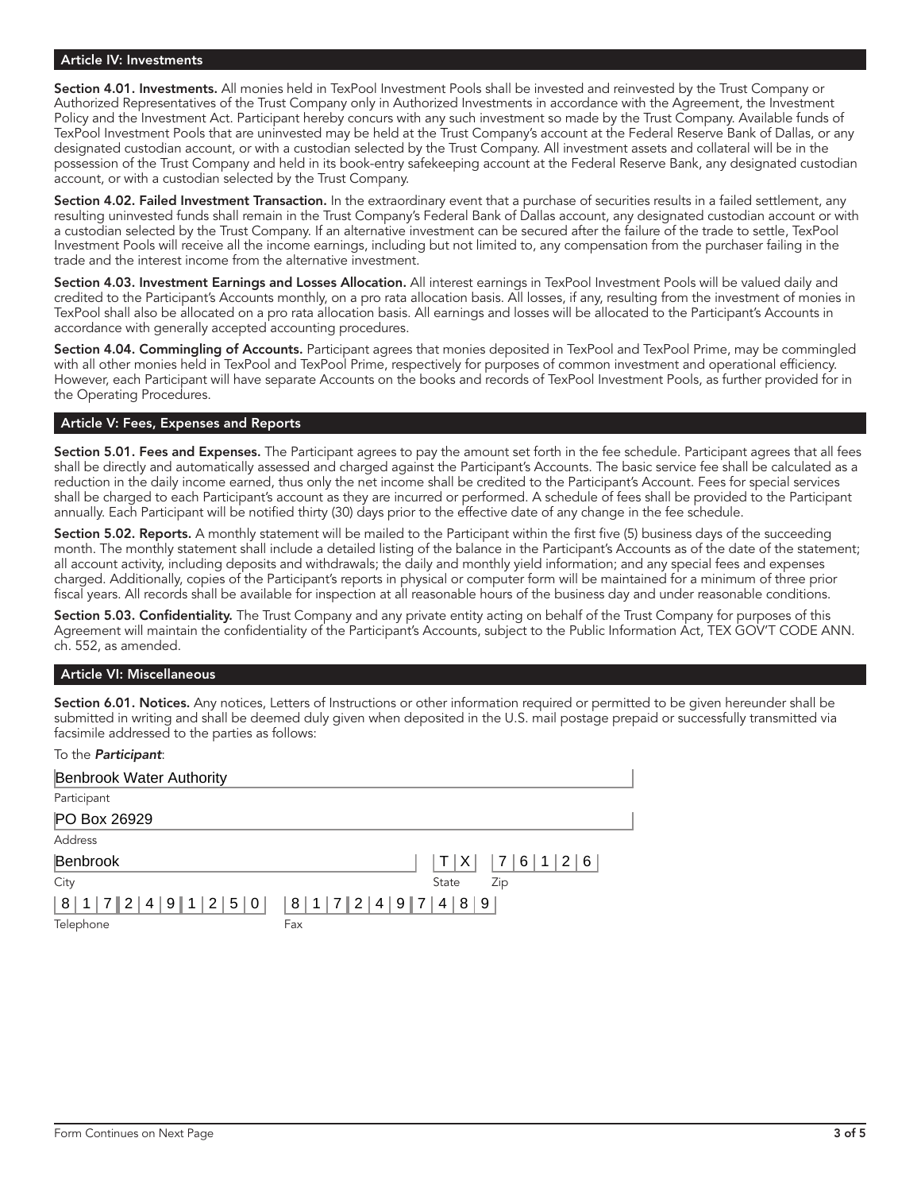## Article IV: Investments

**Section 4.01. Investments.** All monies held in TexPool Investment Pools shall be invested and reinvested by the Trust Company or Authorized Representatives of the Trust Company only in Authorized Investments in accordance with the Agreement, the Investment Policy and the Investment Act. Participant hereby concurs with any such investment so made by the Trust Company. Available funds of TexPool Investment Pools that are uninvested may be held at the Trust Company's account at the Federal Reserve Bank of Dallas, or any designated custodian account, or with a custodian selected by the Trust Company. All investment assets and collateral will be in the possession of the Trust Company and held in its book-entry safekeeping account at the Federal Reserve Bank, any designated custodian account, or with a custodian selected by the Trust Company.

**Section 4.02. Failed Investment Transaction.** In the extraordinary event that a purchase of securities results in a failed settlement, any resulting uninvested funds shall remain in the Trust Company's Federal Bank of Dallas account, any designated custodian account or with a custodian selected by the Trust Company. If an alternative investment can be secured after the failure of the trade to settle, TexPool Investment Pools will receive all the income earnings, including but not limited to, any compensation from the purchaser failing in the trade and the interest income from the alternative investment.

**Section 4.03. Investment Earnings and Losses Allocation.** All interest earnings in TexPool Investment Pools will be valued daily and credited to the Participant's Accounts monthly, on a pro rata allocation basis. All losses, if any, resulting from the investment of monies in TexPool shall also be allocated on a pro rata allocation basis. All earnings and losses will be allocated to the Participant's Accounts in accordance with generally accepted accounting procedures.

**Section 4.04. Commingling of Accounts.** Participant agrees that monies deposited in TexPool and TexPool Prime, may be commingled with all other monies held in TexPool and TexPool Prime, respectively for purposes of common investment and operational efficiency. However, each Participant will have separate Accounts on the books and records of TexPool Investment Pools, as further provided for in the Operating Procedures.

## Article V: Fees, Expenses and Reports

**Section 5.01. Fees and Expenses.** The Participant agrees to pay the amount set forth in the fee schedule. Participant agrees that all fees shall be directly and automatically assessed and charged against the Participant's Accounts. The basic service fee shall be calculated as a reduction in the daily income earned, thus only the net income shall be credited to the Participant's Account. Fees for special services shall be charged to each Participant's account as they are incurred or performed. A schedule of fees shall be provided to the Participant annually. Each Participant will be notified thirty (30) days prior to the effective date of any change in the fee schedule.

**Section 5.02. Reports.** A monthly statement will be mailed to the Participant within the first five (5) business days of the succeeding month. The monthly statement shall include a detailed listing of the balance in the Participant's Accounts as of the date of the statement; all account activity, including deposits and withdrawals; the daily and monthly yield information; and any special fees and expenses charged. Additionally, copies of the Participant's reports in physical or computer form will be maintained for a minimum of three prior fiscal years. All records shall be available for inspection at all reasonable hours of the business day and under reasonable conditions.

**Section 5.03. Confidentiality.** The Trust Company and any private entity acting on behalf of the Trust Company for purposes of this Agreement will maintain the confidentiality of the Participant's Accounts, subject to the Public Information Act, TEX GOV'T CODE ANN. ch. 552, as amended.

## Article VI: Miscellaneous

**Section 6.01. Notices.** Any notices, Letters of Instructions or other information required or permitted to be given hereunder shall be submitted in writing and shall be deemed duly given when deposited in the U.S. mail postage prepaid or successfully transmitted via facsimile addressed to the parties as follows:

To the ***Participant***:

Participant: Benbrook Water Authority

Address: PO Box 26929

City: Benbrook  State: TX  Zip: 76126

Telephone: 817 249 1250  Fax: 817 249 7489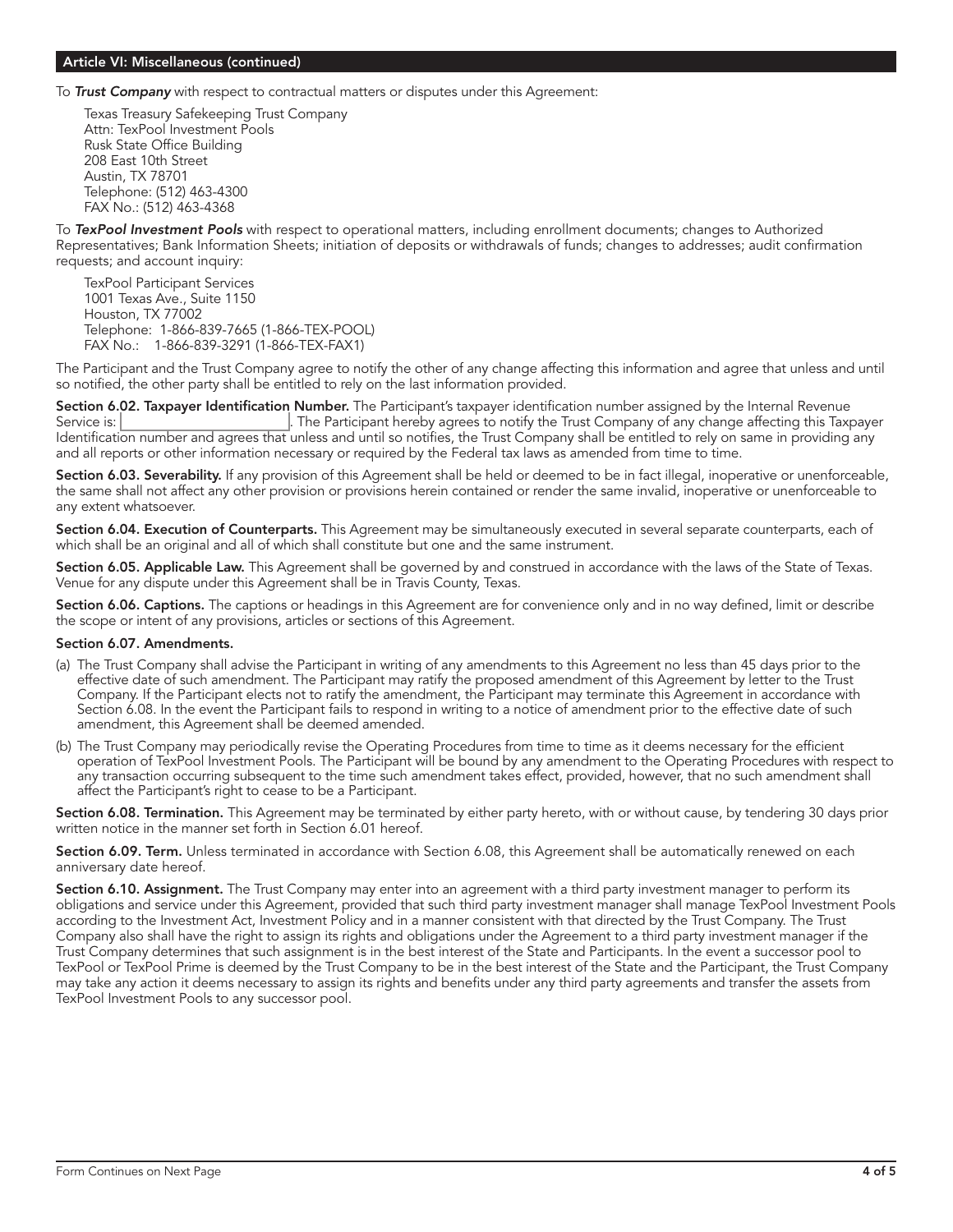## Article VI: Miscellaneous (continued)

To ***Trust Company*** with respect to contractual matters or disputes under this Agreement:

Texas Treasury Safekeeping Trust Company
Attn: TexPool Investment Pools
Rusk State Office Building
208 East 10th Street
Austin, TX 78701
Telephone: (512) 463-4300
FAX No.: (512) 463-4368

To ***TexPool Investment Pools*** with respect to operational matters, including enrollment documents; changes to Authorized Representatives; Bank Information Sheets; initiation of deposits or withdrawals of funds; changes to addresses; audit confirmation requests; and account inquiry:

TexPool Participant Services
1001 Texas Ave., Suite 1150
Houston, TX 77002
Telephone: 1-866-839-7665 (1-866-TEX-POOL)
FAX No.: 1-866-839-3291 (1-866-TEX-FAX1)

The Participant and the Trust Company agree to notify the other of any change affecting this information and agree that unless and until so notified, the other party shall be entitled to rely on the last information provided.

**Section 6.02. Taxpayer Identification Number.** The Participant's taxpayer identification number assigned by the Internal Revenue Service is: ______________________. The Participant hereby agrees to notify the Trust Company of any change affecting this Taxpayer Identification number and agrees that unless and until so notifies, the Trust Company shall be entitled to rely on same in providing any and all reports or other information necessary or required by the Federal tax laws as amended from time to time.

**Section 6.03. Severability.** If any provision of this Agreement shall be held or deemed to be in fact illegal, inoperative or unenforceable, the same shall not affect any other provision or provisions herein contained or render the same invalid, inoperative or unenforceable to any extent whatsoever.

**Section 6.04. Execution of Counterparts.** This Agreement may be simultaneously executed in several separate counterparts, each of which shall be an original and all of which shall constitute but one and the same instrument.

**Section 6.05. Applicable Law.** This Agreement shall be governed by and construed in accordance with the laws of the State of Texas. Venue for any dispute under this Agreement shall be in Travis County, Texas.

**Section 6.06. Captions.** The captions or headings in this Agreement are for convenience only and in no way defined, limit or describe the scope or intent of any provisions, articles or sections of this Agreement.

**Section 6.07. Amendments.**

(a) The Trust Company shall advise the Participant in writing of any amendments to this Agreement no less than 45 days prior to the effective date of such amendment. The Participant may ratify the proposed amendment of this Agreement by letter to the Trust Company. If the Participant elects not to ratify the amendment, the Participant may terminate this Agreement in accordance with Section 6.08. In the event the Participant fails to respond in writing to a notice of amendment prior to the effective date of such amendment, this Agreement shall be deemed amended.

(b) The Trust Company may periodically revise the Operating Procedures from time to time as it deems necessary for the efficient operation of TexPool Investment Pools. The Participant will be bound by any amendment to the Operating Procedures with respect to any transaction occurring subsequent to the time such amendment takes effect, provided, however, that no such amendment shall affect the Participant's right to cease to be a Participant.

**Section 6.08. Termination.** This Agreement may be terminated by either party hereto, with or without cause, by tendering 30 days prior written notice in the manner set forth in Section 6.01 hereof.

**Section 6.09. Term.** Unless terminated in accordance with Section 6.08, this Agreement shall be automatically renewed on each anniversary date hereof.

**Section 6.10. Assignment.** The Trust Company may enter into an agreement with a third party investment manager to perform its obligations and service under this Agreement, provided that such third party investment manager shall manage TexPool Investment Pools according to the Investment Act, Investment Policy and in a manner consistent with that directed by the Trust Company. The Trust Company also shall have the right to assign its rights and obligations under the Agreement to a third party investment manager if the Trust Company determines that such assignment is in the best interest of the State and Participants. In the event a successor pool to TexPool or TexPool Prime is deemed by the Trust Company to be in the best interest of the State and the Participant, the Trust Company may take any action it deems necessary to assign its rights and benefits under any third party agreements and transfer the assets from TexPool Investment Pools to any successor pool.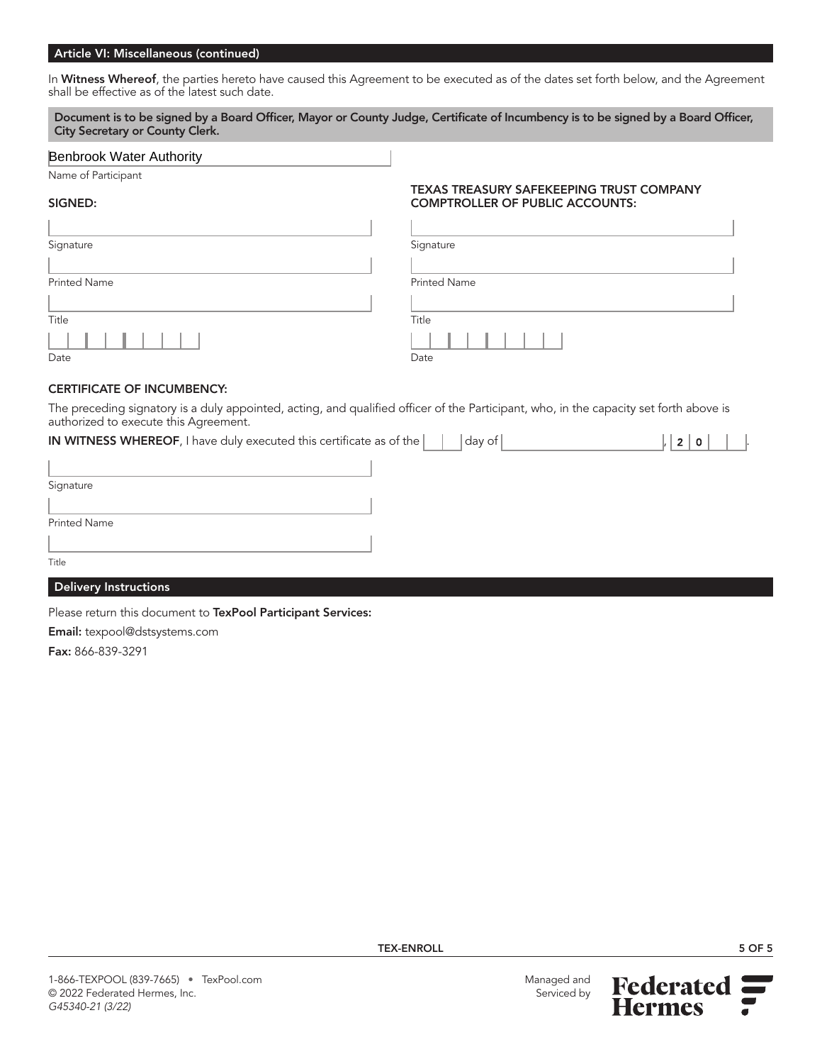## Article VI: Miscellaneous (continued)

In **Witness Whereof**, the parties hereto have caused this Agreement to be executed as of the dates set forth below, and the Agreement shall be effective as of the latest such date.

**Document is to be signed by a Board Officer, Mayor or County Judge, Certificate of Incumbency is to be signed by a Board Officer, City Secretary or County Clerk.**

Benbrook Water Authority

Name of Participant

**SIGNED:**

Signature

Printed Name

Title

Date

**TEXAS TREASURY SAFEKEEPING TRUST COMPANY COMPTROLLER OF PUBLIC ACCOUNTS:**

Signature

Printed Name

Title

Date

**CERTIFICATE OF INCUMBENCY:**

The preceding signatory is a duly appointed, acting, and qualified officer of the Participant, who, in the capacity set forth above is authorized to execute this Agreement.

**IN WITNESS WHEREOF**, I have duly executed this certificate as of the ____ day of ____________, 20____.

Signature

Printed Name

Title

## Delivery Instructions

Please return this document to **TexPool Participant Services:**

**Email:** texpool@dstsystems.com

**Fax:** 866-839-3291

TEX-ENROLL

1-866-TEXPOOL (839-7665) • TexPool.com
© 2022 Federated Hermes, Inc.
*G45340-21 (3/22)*

Managed and Serviced by Federated Hermes